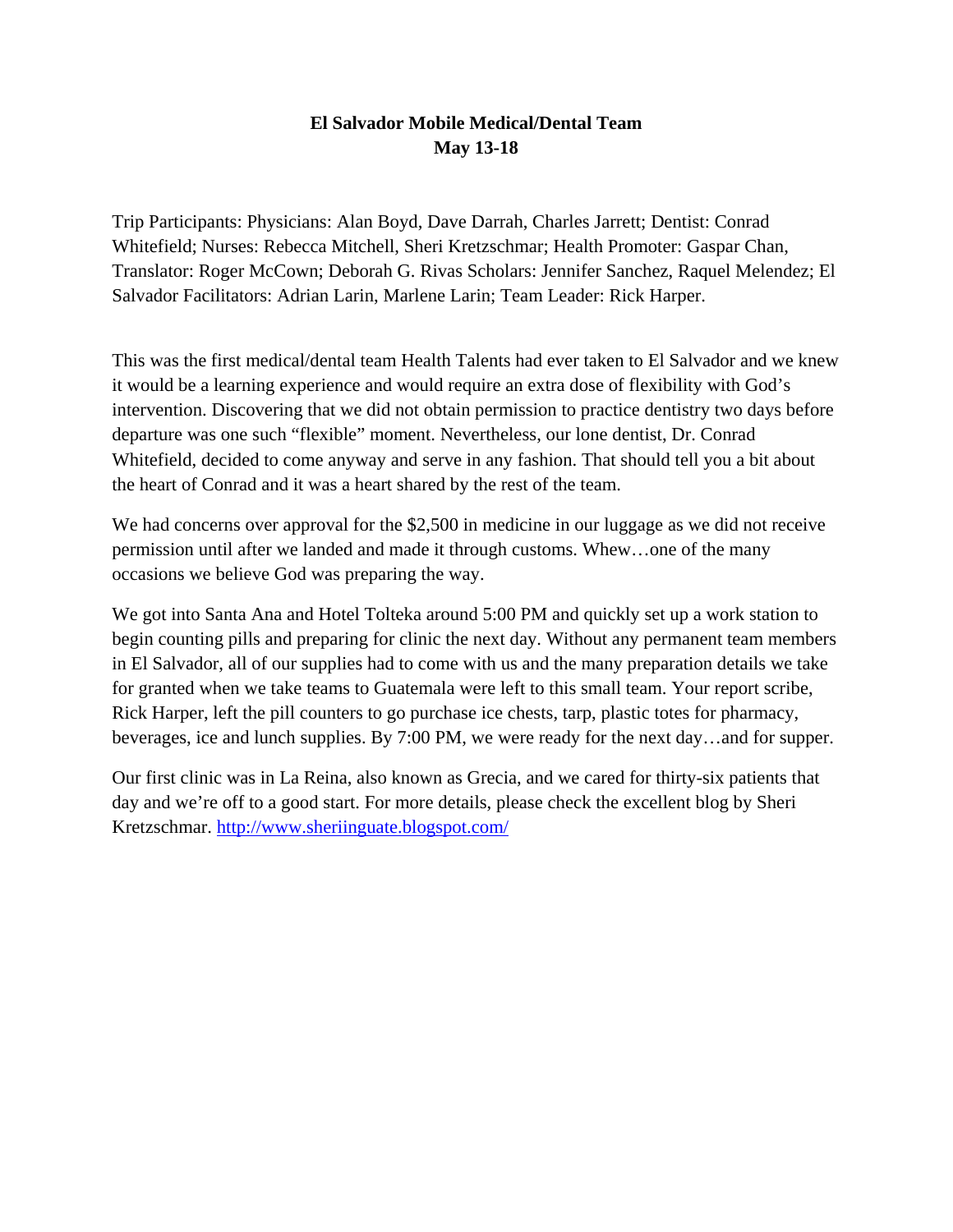**El Salvador Mobile Medical/Dental Team**
**May 13-18**

Trip Participants: Physicians: Alan Boyd, Dave Darrah, Charles Jarrett; Dentist: Conrad Whitefield; Nurses: Rebecca Mitchell, Sheri Kretzschmar; Health Promoter: Gaspar Chan, Translator: Roger McCown; Deborah G. Rivas Scholars: Jennifer Sanchez, Raquel Melendez; El Salvador Facilitators: Adrian Larin, Marlene Larin; Team Leader: Rick Harper.

This was the first medical/dental team Health Talents had ever taken to El Salvador and we knew it would be a learning experience and would require an extra dose of flexibility with God's intervention. Discovering that we did not obtain permission to practice dentistry two days before departure was one such "flexible" moment. Nevertheless, our lone dentist, Dr. Conrad Whitefield, decided to come anyway and serve in any fashion. That should tell you a bit about the heart of Conrad and it was a heart shared by the rest of the team.

We had concerns over approval for the $2,500 in medicine in our luggage as we did not receive permission until after we landed and made it through customs. Whew…one of the many occasions we believe God was preparing the way.

We got into Santa Ana and Hotel Tolteka around 5:00 PM and quickly set up a work station to begin counting pills and preparing for clinic the next day. Without any permanent team members in El Salvador, all of our supplies had to come with us and the many preparation details we take for granted when we take teams to Guatemala were left to this small team. Your report scribe, Rick Harper, left the pill counters to go purchase ice chests, tarp, plastic totes for pharmacy, beverages, ice and lunch supplies. By 7:00 PM, we were ready for the next day…and for supper.

Our first clinic was in La Reina, also known as Grecia, and we cared for thirty-six patients that day and we're off to a good start. For more details, please check the excellent blog by Sheri Kretzschmar. [http://www.sheriinguate.blogspot.com/](http://www.sheriinguate.blogspot.com/)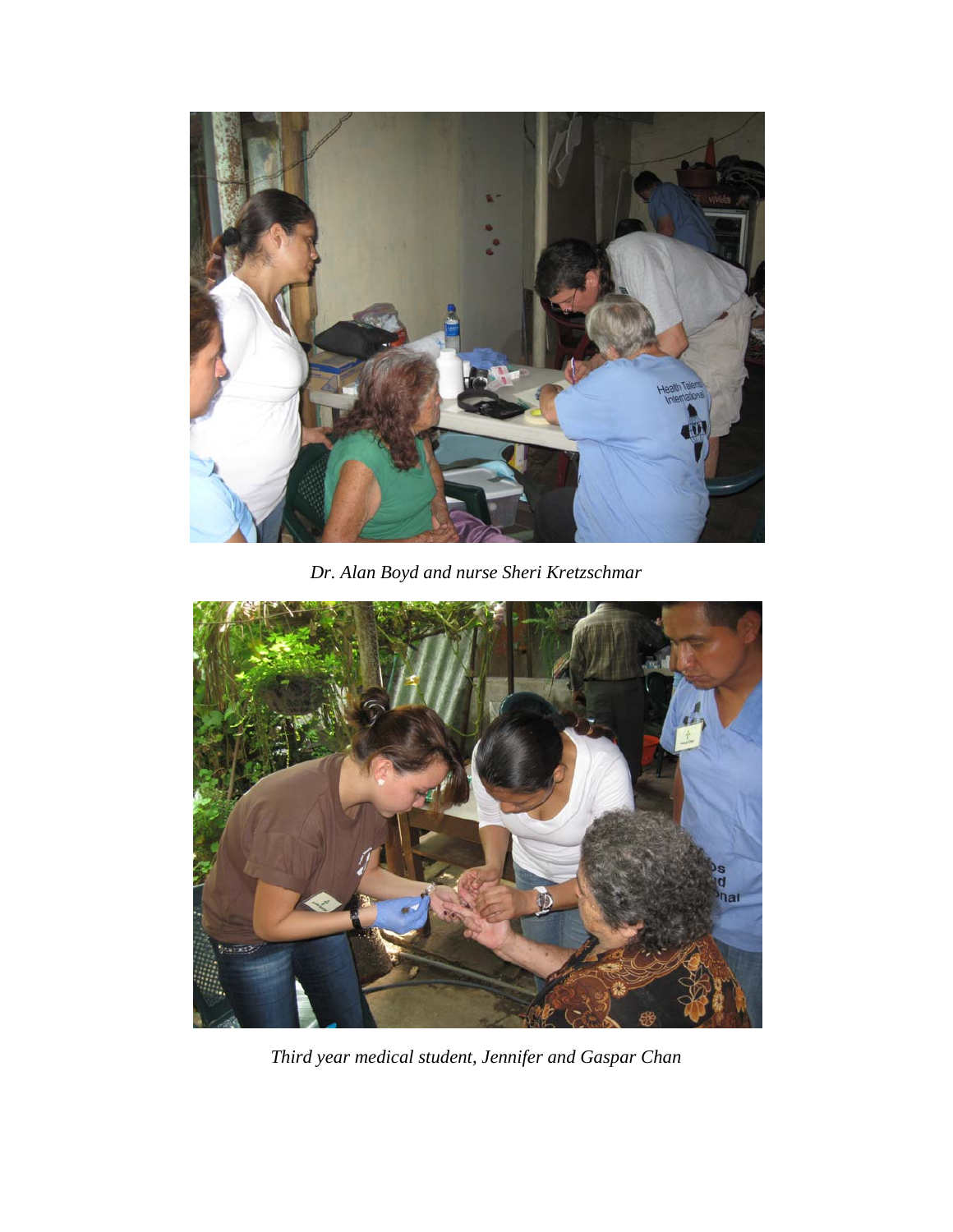*Dr. Alan Boyd and nurse Sheri Kretzschmar*

*Third year medical student, Jennifer and Gaspar Chan*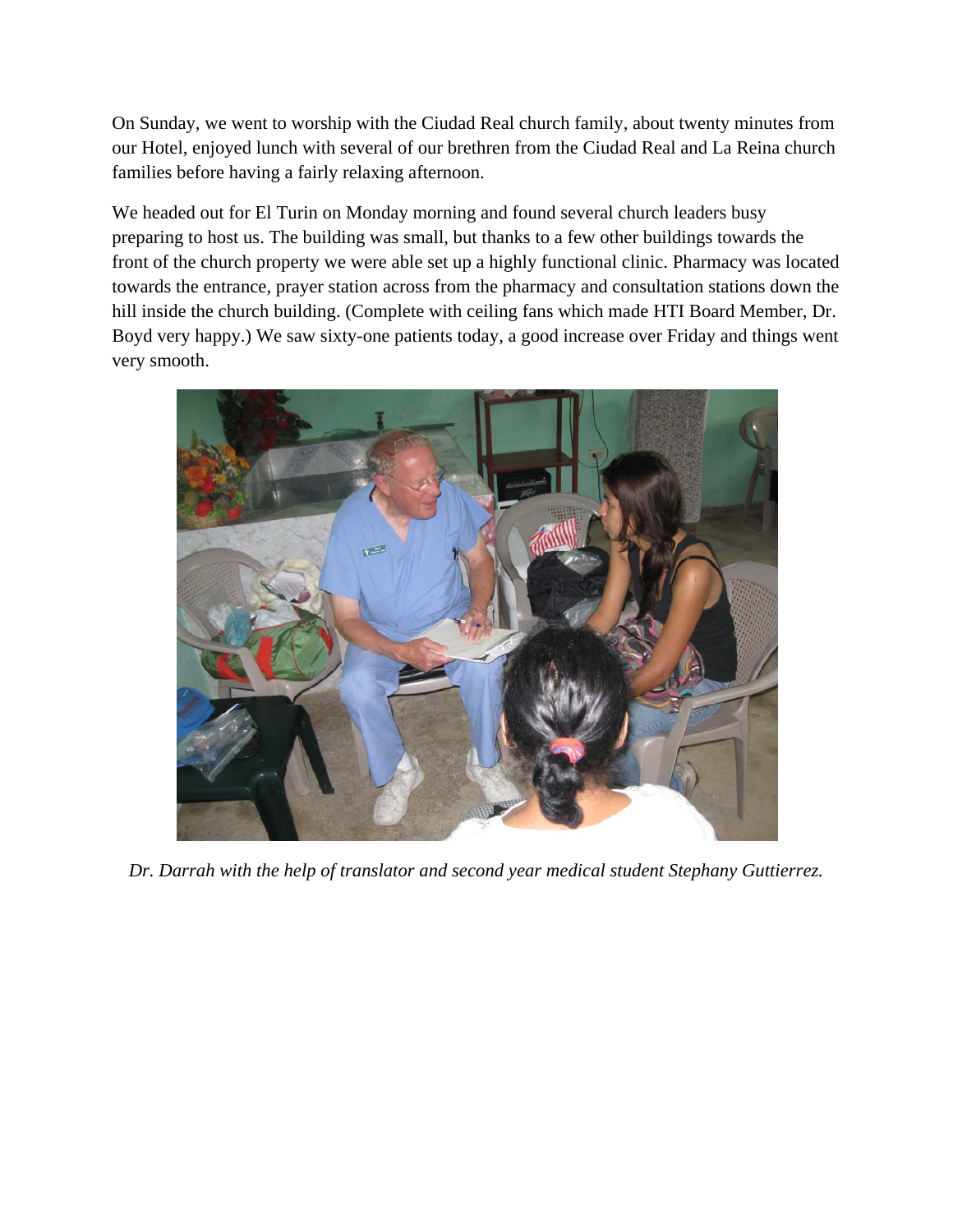On Sunday, we went to worship with the Ciudad Real church family, about twenty minutes from our Hotel, enjoyed lunch with several of our brethren from the Ciudad Real and La Reina church families before having a fairly relaxing afternoon.

We headed out for El Turin on Monday morning and found several church leaders busy preparing to host us. The building was small, but thanks to a few other buildings towards the front of the church property we were able set up a highly functional clinic. Pharmacy was located towards the entrance, prayer station across from the pharmacy and consultation stations down the hill inside the church building. (Complete with ceiling fans which made HTI Board Member, Dr. Boyd very happy.) We saw sixty-one patients today, a good increase over Friday and things went very smooth.

*Dr. Darrah with the help of translator and second year medical student Stephany Guttierrez.*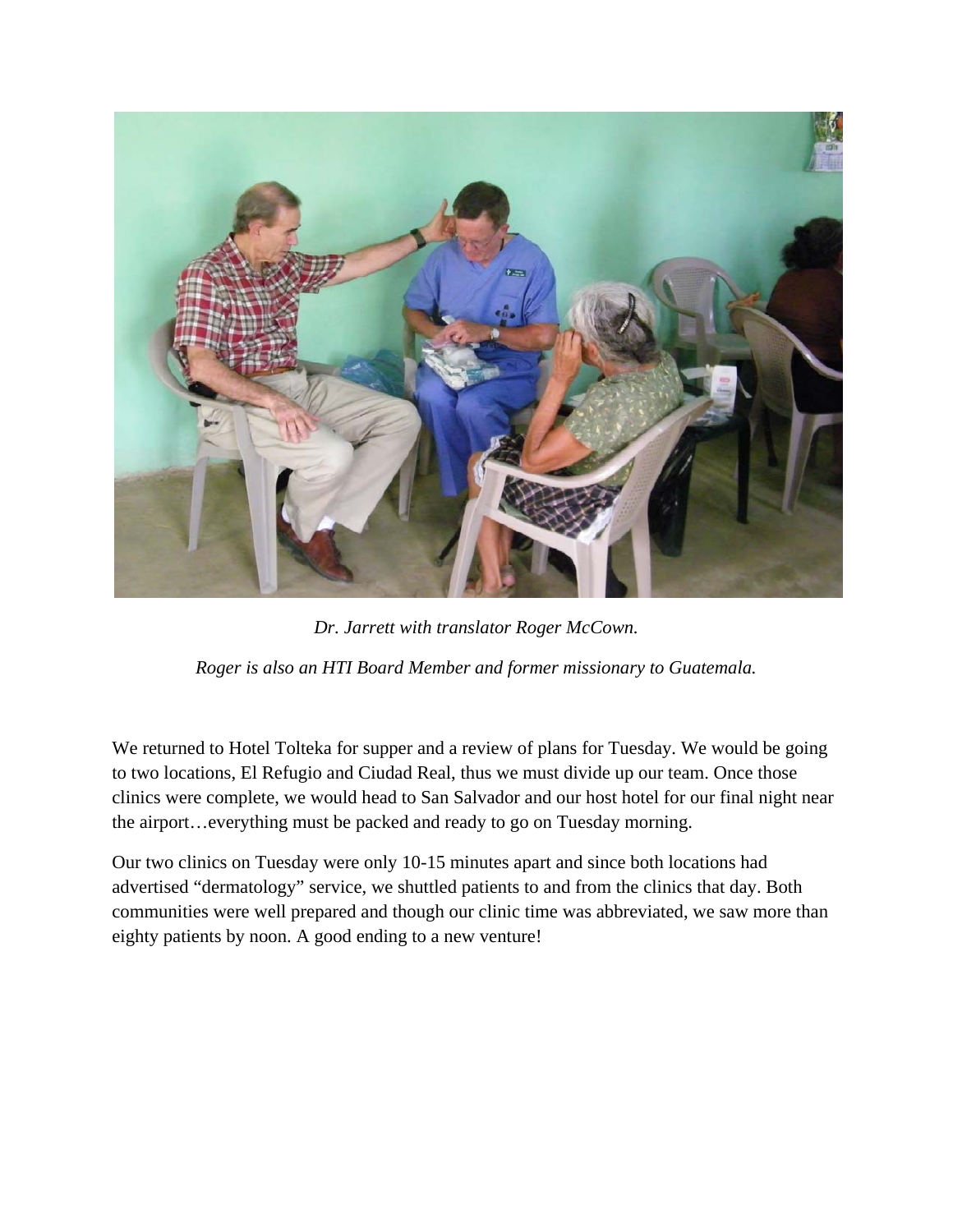*Dr. Jarrett with translator Roger McCown.*

*Roger is also an HTI Board Member and former missionary to Guatemala.*

We returned to Hotel Tolteka for supper and a review of plans for Tuesday. We would be going to two locations, El Refugio and Ciudad Real, thus we must divide up our team. Once those clinics were complete, we would head to San Salvador and our host hotel for our final night near the airport…everything must be packed and ready to go on Tuesday morning.

Our two clinics on Tuesday were only 10-15 minutes apart and since both locations had advertised "dermatology" service, we shuttled patients to and from the clinics that day. Both communities were well prepared and though our clinic time was abbreviated, we saw more than eighty patients by noon. A good ending to a new venture!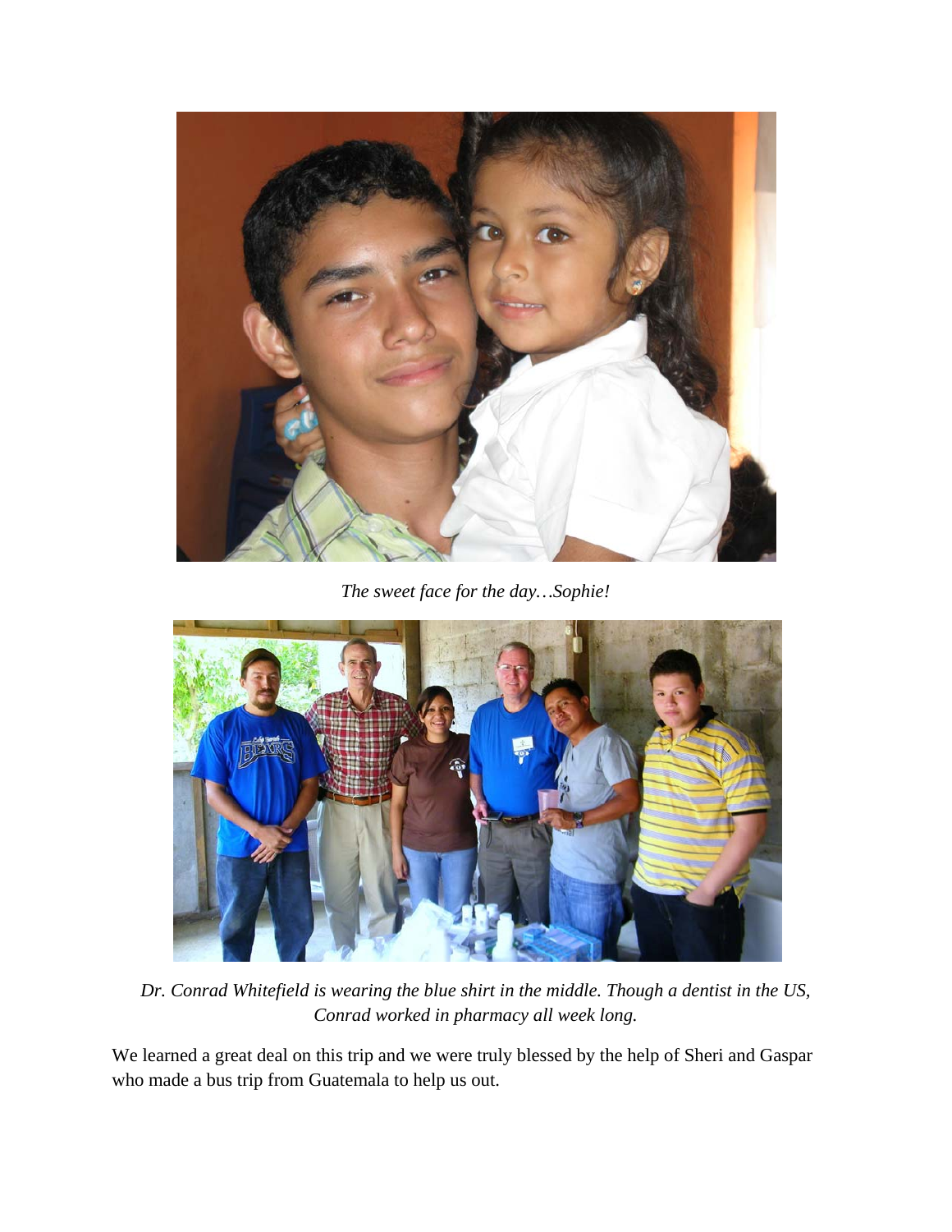*The sweet face for the day…Sophie!*

*Dr. Conrad Whitefield is wearing the blue shirt in the middle. Though a dentist in the US, Conrad worked in pharmacy all week long.*

We learned a great deal on this trip and we were truly blessed by the help of Sheri and Gaspar who made a bus trip from Guatemala to help us out.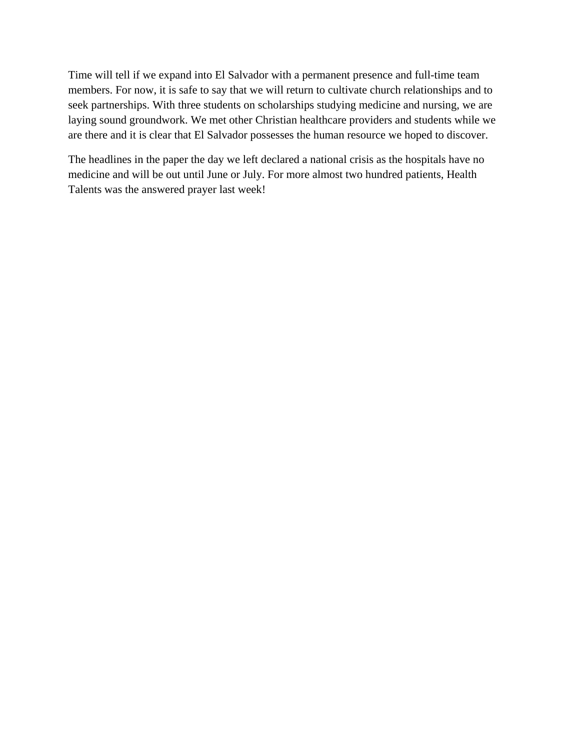Time will tell if we expand into El Salvador with a permanent presence and full-time team members. For now, it is safe to say that we will return to cultivate church relationships and to seek partnerships. With three students on scholarships studying medicine and nursing, we are laying sound groundwork. We met other Christian healthcare providers and students while we are there and it is clear that El Salvador possesses the human resource we hoped to discover.

The headlines in the paper the day we left declared a national crisis as the hospitals have no medicine and will be out until June or July. For more almost two hundred patients, Health Talents was the answered prayer last week!